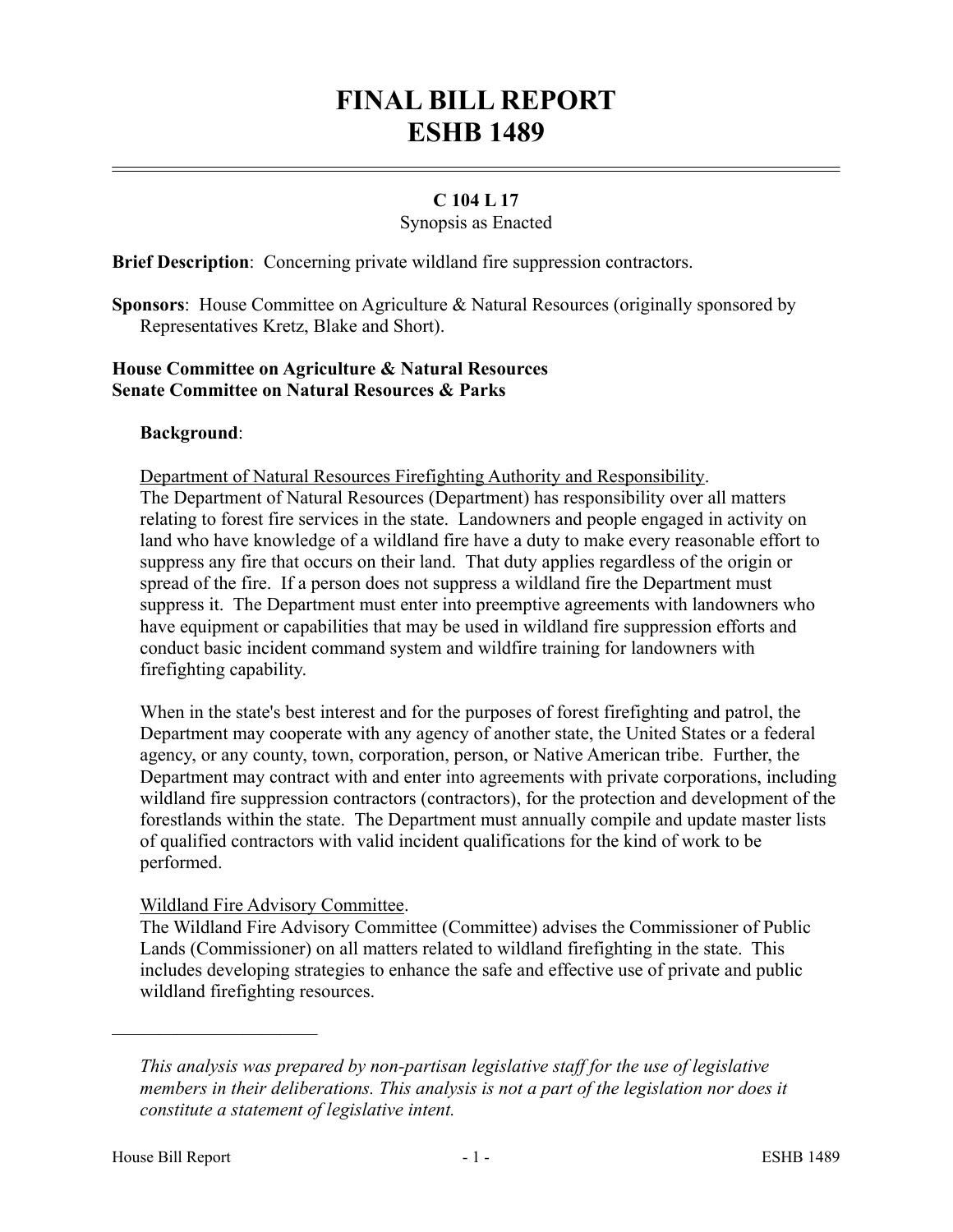# FINAL BILL REPORT
# ESHB 1489

**C 104 L 17**

Synopsis as Enacted

**Brief Description**: Concerning private wildland fire suppression contractors.

**Sponsors**: House Committee on Agriculture & Natural Resources (originally sponsored by Representatives Kretz, Blake and Short).

**House Committee on Agriculture & Natural Resources**
**Senate Committee on Natural Resources & Parks**

**Background**:

Department of Natural Resources Firefighting Authority and Responsibility.
The Department of Natural Resources (Department) has responsibility over all matters relating to forest fire services in the state. Landowners and people engaged in activity on land who have knowledge of a wildland fire have a duty to make every reasonable effort to suppress any fire that occurs on their land. That duty applies regardless of the origin or spread of the fire. If a person does not suppress a wildland fire the Department must suppress it. The Department must enter into preemptive agreements with landowners who have equipment or capabilities that may be used in wildland fire suppression efforts and conduct basic incident command system and wildfire training for landowners with firefighting capability.

When in the state's best interest and for the purposes of forest firefighting and patrol, the Department may cooperate with any agency of another state, the United States or a federal agency, or any county, town, corporation, person, or Native American tribe. Further, the Department may contract with and enter into agreements with private corporations, including wildland fire suppression contractors (contractors), for the protection and development of the forestlands within the state. The Department must annually compile and update master lists of qualified contractors with valid incident qualifications for the kind of work to be performed.

Wildland Fire Advisory Committee.
The Wildland Fire Advisory Committee (Committee) advises the Commissioner of Public Lands (Commissioner) on all matters related to wildland firefighting in the state. This includes developing strategies to enhance the safe and effective use of private and public wildland firefighting resources.

---

*This analysis was prepared by non-partisan legislative staff for the use of legislative members in their deliberations. This analysis is not a part of the legislation nor does it constitute a statement of legislative intent.*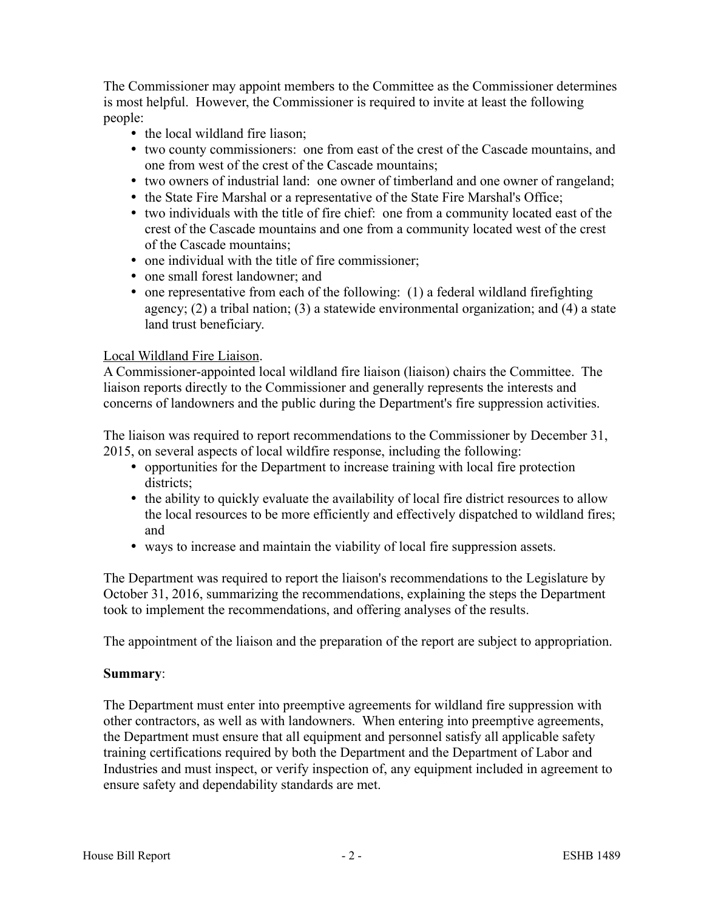The Commissioner may appoint members to the Committee as the Commissioner determines is most helpful. However, the Commissioner is required to invite at least the following people:

- the local wildland fire liason;
- two county commissioners: one from east of the crest of the Cascade mountains, and one from west of the crest of the Cascade mountains;
- two owners of industrial land: one owner of timberland and one owner of rangeland;
- the State Fire Marshal or a representative of the State Fire Marshal's Office;
- two individuals with the title of fire chief: one from a community located east of the crest of the Cascade mountains and one from a community located west of the crest of the Cascade mountains;
- one individual with the title of fire commissioner;
- one small forest landowner; and
- one representative from each of the following: (1) a federal wildland firefighting agency; (2) a tribal nation; (3) a statewide environmental organization; and (4) a state land trust beneficiary.

Local Wildland Fire Liaison.
A Commissioner-appointed local wildland fire liaison (liaison) chairs the Committee. The liaison reports directly to the Commissioner and generally represents the interests and concerns of landowners and the public during the Department's fire suppression activities.

The liaison was required to report recommendations to the Commissioner by December 31, 2015, on several aspects of local wildfire response, including the following:

- opportunities for the Department to increase training with local fire protection districts;
- the ability to quickly evaluate the availability of local fire district resources to allow the local resources to be more efficiently and effectively dispatched to wildland fires; and
- ways to increase and maintain the viability of local fire suppression assets.

The Department was required to report the liaison's recommendations to the Legislature by October 31, 2016, summarizing the recommendations, explaining the steps the Department took to implement the recommendations, and offering analyses of the results.

The appointment of the liaison and the preparation of the report are subject to appropriation.

**Summary**:

The Department must enter into preemptive agreements for wildland fire suppression with other contractors, as well as with landowners. When entering into preemptive agreements, the Department must ensure that all equipment and personnel satisfy all applicable safety training certifications required by both the Department and the Department of Labor and Industries and must inspect, or verify inspection of, any equipment included in agreement to ensure safety and dependability standards are met.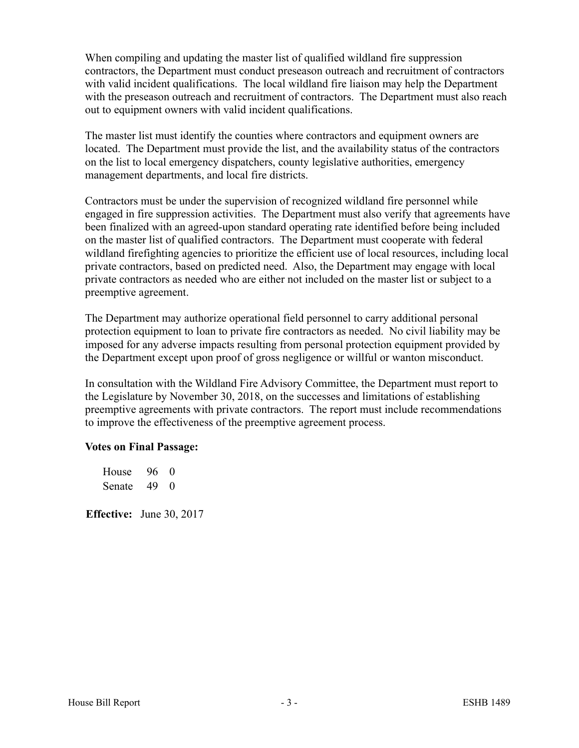When compiling and updating the master list of qualified wildland fire suppression contractors, the Department must conduct preseason outreach and recruitment of contractors with valid incident qualifications. The local wildland fire liaison may help the Department with the preseason outreach and recruitment of contractors. The Department must also reach out to equipment owners with valid incident qualifications.

The master list must identify the counties where contractors and equipment owners are located. The Department must provide the list, and the availability status of the contractors on the list to local emergency dispatchers, county legislative authorities, emergency management departments, and local fire districts.

Contractors must be under the supervision of recognized wildland fire personnel while engaged in fire suppression activities. The Department must also verify that agreements have been finalized with an agreed-upon standard operating rate identified before being included on the master list of qualified contractors. The Department must cooperate with federal wildland firefighting agencies to prioritize the efficient use of local resources, including local private contractors, based on predicted need. Also, the Department may engage with local private contractors as needed who are either not included on the master list or subject to a preemptive agreement.

The Department may authorize operational field personnel to carry additional personal protection equipment to loan to private fire contractors as needed. No civil liability may be imposed for any adverse impacts resulting from personal protection equipment provided by the Department except upon proof of gross negligence or willful or wanton misconduct.

In consultation with the Wildland Fire Advisory Committee, the Department must report to the Legislature by November 30, 2018, on the successes and limitations of establishing preemptive agreements with private contractors. The report must include recommendations to improve the effectiveness of the preemptive agreement process.

**Votes on Final Passage:**

| | | |
|---|---|---|
| House | 96 | 0 |
| Senate | 49 | 0 |

**Effective:** June 30, 2017